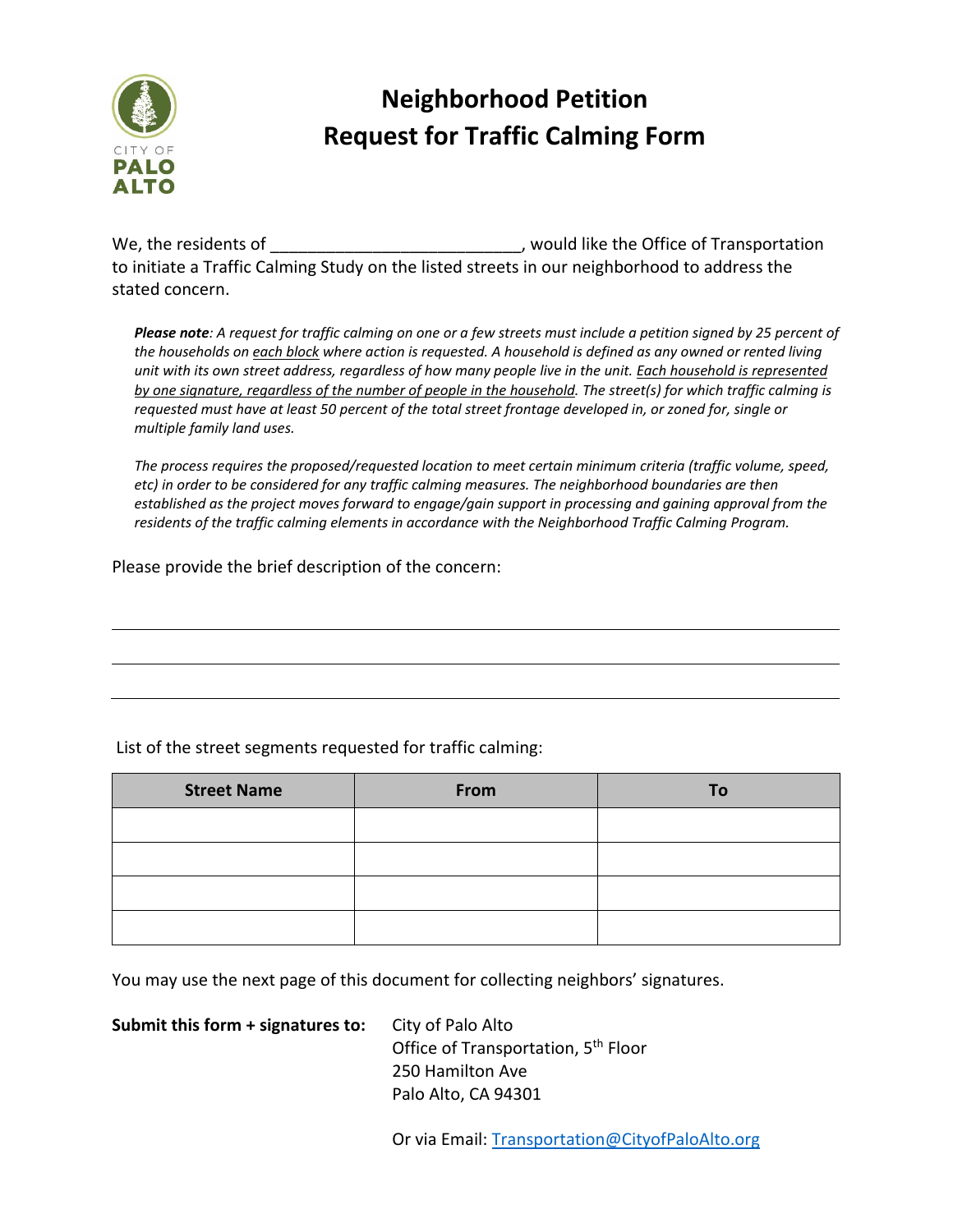CITY OF
**PALO ALTO**

# Neighborhood Petition
# Request for Traffic Calming Form

We, the residents of ___________________________, would like the Office of Transportation to initiate a Traffic Calming Study on the listed streets in our neighborhood to address the stated concern.

> ***Please note**: A request for traffic calming on one or a few streets must include a petition signed by 25 percent of the households on <u>each block</u> where action is requested. A household is defined as any owned or rented living unit with its own street address, regardless of how many people live in the unit. <u>Each household is represented by one signature, regardless of the number of people in the household</u>. The street(s) for which traffic calming is requested must have at least 50 percent of the total street frontage developed in, or zoned for, single or multiple family land uses.*
>
> *The process requires the proposed/requested location to meet certain minimum criteria (traffic volume, speed, etc) in order to be considered for any traffic calming measures. The neighborhood boundaries are then established as the project moves forward to engage/gain support in processing and gaining approval from the residents of the traffic calming elements in accordance with the Neighborhood Traffic Calming Program.*

Please provide the brief description of the concern:

_______________________________________________________________

_______________________________________________________________

_______________________________________________________________

List of the street segments requested for traffic calming:

| Street Name | From | To |
|---|---|---|
| | | |
| | | |
| | | |
| | | |

You may use the next page of this document for collecting neighbors' signatures.

**Submit this form + signatures to:**

City of Palo Alto
Office of Transportation, 5th Floor
250 Hamilton Ave
Palo Alto, CA 94301

Or via Email: [Transportation@CityofPaloAlto.org](mailto:Transportation@CityofPaloAlto.org)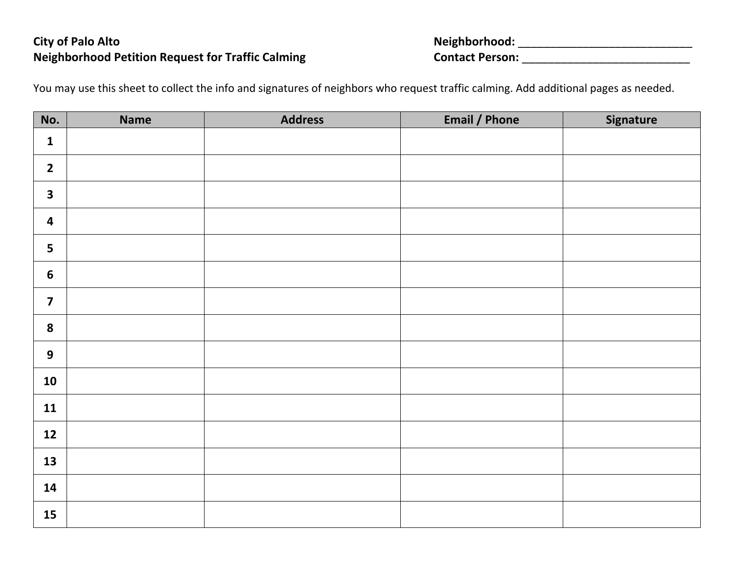**City of Palo Alto**
**Neighborhood Petition Request for Traffic Calming**

**Neighborhood:** ____________________________
**Contact Person:** ___________________________

You may use this sheet to collect the info and signatures of neighbors who request traffic calming. Add additional pages as needed.

| No. | Name | Address | Email / Phone | Signature |
|---|---|---|---|---|
| 1 | | | | |
| 2 | | | | |
| 3 | | | | |
| 4 | | | | |
| 5 | | | | |
| 6 | | | | |
| 7 | | | | |
| 8 | | | | |
| 9 | | | | |
| 10 | | | | |
| 11 | | | | |
| 12 | | | | |
| 13 | | | | |
| 14 | | | | |
| 15 | | | | |